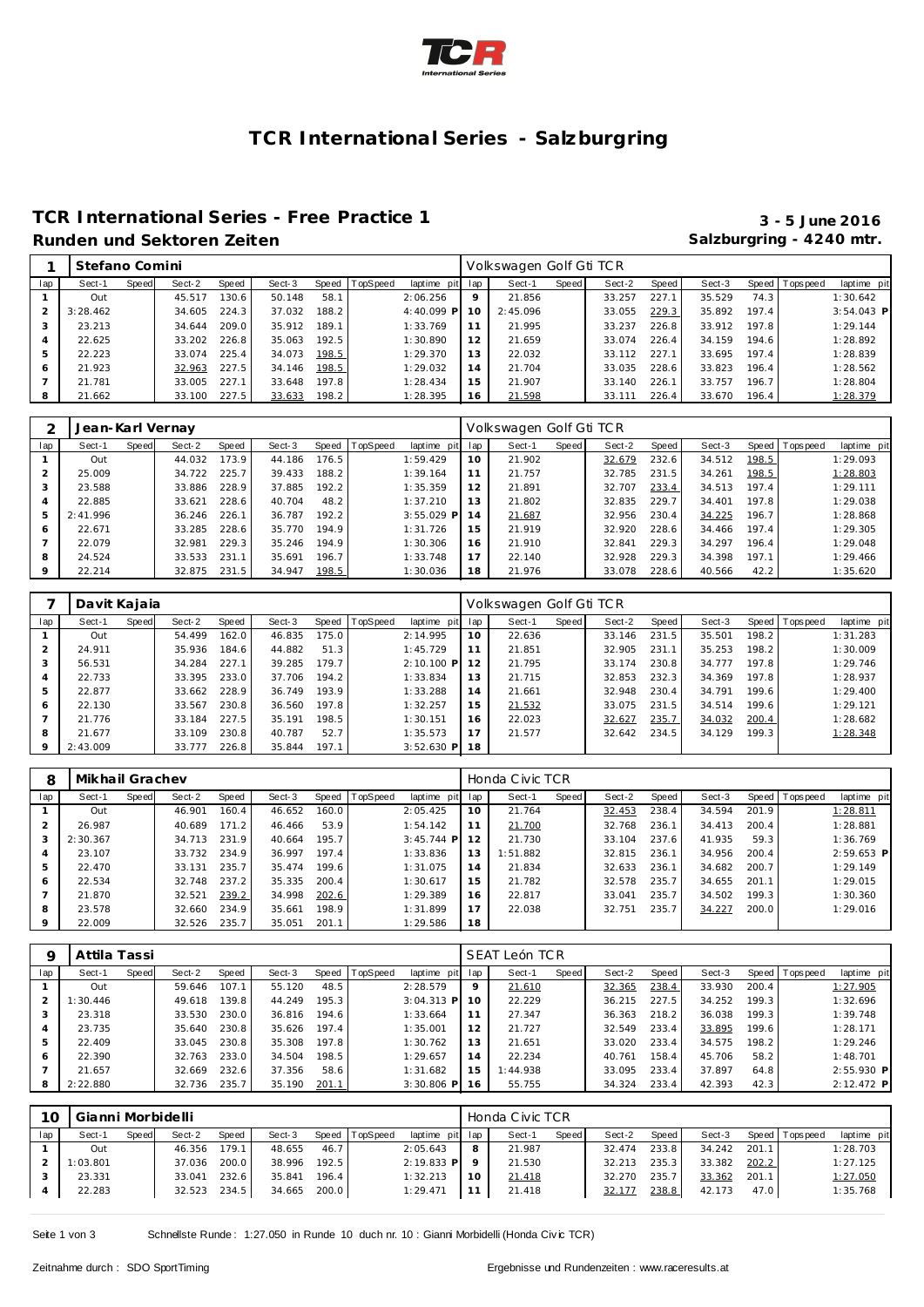# TCR International Series - Salzburgring

## TCR International Series - Free Practice 1

**3 - 5 June 2016**

**Runden und Sektoren Zeiten**

**Salzburgring - 4240 mtr.**

| 1 | Stefano Comini | | | | | | | | | Volkswagen Golf Gti TCR | | | | | | | | |
|---|---|---|---|---|---|---|---|---|---|---|---|---|---|---|---|---|---|---|
| lap | Sect-1 | Speed | Sect-2 | Speed | Sect-3 | Speed | TopSpeed | laptime pit | lap | Sect-1 | Speed | Sect-2 | Speed | Sect-3 | Speed | Topspeed | laptime pit |
| 1 | Out | | 45.517 | 130.6 | 50.148 | 58.1 | | 2:06.256 | 9 | 21.856 | | 33.257 | 227.1 | 35.529 | 74.3 | | 1:30.642 |
| 2 | 3:28.462 | | 34.605 | 224.3 | 37.032 | 188.2 | | 4:40.099 P | 10 | 2:45.096 | | 33.055 | 229.3 | 35.892 | 197.4 | | 3:54.043 P |
| 3 | 23.213 | | 34.644 | 209.0 | 35.912 | 189.1 | | 1:33.769 | 11 | 21.995 | | 33.237 | 226.8 | 33.912 | 197.8 | | 1:29.144 |
| 4 | 22.625 | | 33.202 | 226.8 | 35.063 | 192.5 | | 1:30.890 | 12 | 21.659 | | 33.074 | 226.4 | 34.159 | 194.6 | | 1:28.892 |
| 5 | 22.223 | | 33.074 | 225.4 | 34.073 | 198.5 | | 1:29.370 | 13 | 22.032 | | 33.112 | 227.1 | 33.695 | 197.4 | | 1:28.839 |
| 6 | 21.923 | | 32.963 | 227.5 | 34.146 | 198.5 | | 1:29.032 | 14 | 21.704 | | 33.035 | 228.6 | 33.823 | 196.4 | | 1:28.562 |
| 7 | 21.781 | | 33.005 | 227.1 | 33.648 | 197.8 | | 1:28.434 | 15 | 21.907 | | 33.140 | 226.1 | 33.757 | 196.7 | | 1:28.804 |
| 8 | 21.662 | | 33.100 | 227.5 | 33.633 | 198.2 | | 1:28.395 | 16 | 21.598 | | 33.111 | 226.4 | 33.670 | 196.4 | | 1:28.379 |

| 2 | Jean-Karl Vernay | | | | | | | | | Volkswagen Golf Gti TCR | | | | | | | | |
|---|---|---|---|---|---|---|---|---|---|---|---|---|---|---|---|---|---|---|
| lap | Sect-1 | Speed | Sect-2 | Speed | Sect-3 | Speed | TopSpeed | laptime pit | lap | Sect-1 | Speed | Sect-2 | Speed | Sect-3 | Speed | Topspeed | laptime pit |
| 1 | Out | | 44.032 | 173.9 | 44.186 | 176.5 | | 1:59.429 | 10 | 21.902 | | 32.679 | 232.6 | 34.512 | 198.5 | | 1:29.093 |
| 2 | 25.009 | | 34.722 | 225.7 | 39.433 | 188.2 | | 1:39.164 | 11 | 21.757 | | 32.785 | 231.5 | 34.261 | 198.5 | | 1:28.803 |
| 3 | 23.588 | | 33.886 | 228.9 | 37.885 | 192.2 | | 1:35.359 | 12 | 21.891 | | 32.707 | 233.4 | 34.513 | 197.4 | | 1:29.111 |
| 4 | 22.885 | | 33.621 | 228.6 | 40.704 | 48.2 | | 1:37.210 | 13 | 21.802 | | 32.835 | 229.7 | 34.401 | 197.8 | | 1:29.038 |
| 5 | 2:41.996 | | 36.246 | 226.1 | 36.787 | 192.2 | | 3:55.029 P | 14 | 21.687 | | 32.956 | 230.4 | 34.225 | 196.7 | | 1:28.868 |
| 6 | 22.671 | | 33.285 | 228.6 | 35.770 | 194.9 | | 1:31.726 | 15 | 21.919 | | 32.920 | 228.6 | 34.466 | 197.4 | | 1:29.305 |
| 7 | 22.079 | | 32.981 | 229.3 | 35.246 | 194.9 | | 1:30.306 | 16 | 21.910 | | 32.841 | 229.3 | 34.297 | 196.4 | | 1:29.048 |
| 8 | 24.524 | | 33.533 | 231.1 | 35.691 | 196.7 | | 1:33.748 | 17 | 22.140 | | 32.928 | 229.3 | 34.398 | 197.1 | | 1:29.466 |
| 9 | 22.214 | | 32.875 | 231.5 | 34.947 | 198.5 | | 1:30.036 | 18 | 21.976 | | 33.078 | 228.6 | 40.566 | 42.2 | | 1:35.620 |

| 7 | Davit Kajaia | | | | | | | | | Volkswagen Golf Gti TCR | | | | | | | | |
|---|---|---|---|---|---|---|---|---|---|---|---|---|---|---|---|---|---|---|
| lap | Sect-1 | Speed | Sect-2 | Speed | Sect-3 | Speed | TopSpeed | laptime pit | lap | Sect-1 | Speed | Sect-2 | Speed | Sect-3 | Speed | Topspeed | laptime pit |
| 1 | Out | | 54.499 | 162.0 | 46.835 | 175.0 | | 2:14.995 | 10 | 22.636 | | 33.146 | 231.5 | 35.501 | 198.2 | | 1:31.283 |
| 2 | 24.911 | | 35.936 | 184.6 | 44.882 | 51.3 | | 1:45.729 | 11 | 21.851 | | 32.905 | 231.1 | 35.253 | 198.2 | | 1:30.009 |
| 3 | 56.531 | | 34.284 | 227.1 | 39.285 | 179.7 | | 2:10.100 P | 12 | 21.795 | | 33.174 | 230.8 | 34.777 | 197.8 | | 1:29.746 |
| 4 | 22.733 | | 33.395 | 233.0 | 37.706 | 194.2 | | 1:33.834 | 13 | 21.715 | | 32.853 | 232.3 | 34.369 | 197.8 | | 1:28.937 |
| 5 | 22.877 | | 33.662 | 228.9 | 36.749 | 193.9 | | 1:33.288 | 14 | 21.661 | | 32.948 | 230.4 | 34.791 | 199.6 | | 1:29.400 |
| 6 | 22.130 | | 33.567 | 230.8 | 36.560 | 197.8 | | 1:32.257 | 15 | 21.532 | | 33.075 | 231.5 | 34.514 | 199.6 | | 1:29.121 |
| 7 | 21.776 | | 33.184 | 227.5 | 35.191 | 198.5 | | 1:30.151 | 16 | 22.023 | | 32.627 | 235.7 | 34.032 | 200.4 | | 1:28.682 |
| 8 | 21.677 | | 33.109 | 230.8 | 40.787 | 52.7 | | 1:35.573 | 17 | 21.577 | | 32.642 | 234.5 | 34.129 | 199.3 | | 1:28.348 |
| 9 | 2:43.009 | | 33.777 | 226.8 | 35.844 | 197.1 | | 3:52.630 P | 18 | | | | | | | | |

| 8 | Mikhail Grachev | | | | | | | | | Honda Civic TCR | | | | | | | | |
|---|---|---|---|---|---|---|---|---|---|---|---|---|---|---|---|---|---|---|
| lap | Sect-1 | Speed | Sect-2 | Speed | Sect-3 | Speed | TopSpeed | laptime pit | lap | Sect-1 | Speed | Sect-2 | Speed | Sect-3 | Speed | Topspeed | laptime pit |
| 1 | Out | | 46.901 | 160.4 | 46.652 | 160.0 | | 2:05.425 | 10 | 21.764 | | 32.453 | 238.4 | 34.594 | 201.9 | | 1:28.811 |
| 2 | 26.987 | | 40.689 | 171.2 | 46.466 | 53.9 | | 1:54.142 | 11 | 21.700 | | 32.768 | 236.1 | 34.413 | 200.4 | | 1:28.881 |
| 3 | 2:30.367 | | 34.713 | 231.9 | 40.664 | 195.7 | | 3:45.744 P | 12 | 21.730 | | 33.104 | 237.6 | 41.935 | 59.3 | | 1:36.769 |
| 4 | 23.107 | | 33.732 | 234.9 | 36.997 | 197.4 | | 1:33.836 | 13 | 1:51.882 | | 32.815 | 236.1 | 34.956 | 200.4 | | 2:59.653 P |
| 5 | 22.470 | | 33.131 | 235.7 | 35.474 | 199.6 | | 1:31.075 | 14 | 21.834 | | 32.633 | 236.1 | 34.682 | 200.7 | | 1:29.149 |
| 6 | 22.534 | | 32.748 | 237.2 | 35.335 | 200.4 | | 1:30.617 | 15 | 21.782 | | 32.578 | 235.7 | 34.655 | 201.1 | | 1:29.015 |
| 7 | 21.870 | | 32.521 | 239.2 | 34.998 | 202.6 | | 1:29.389 | 16 | 22.817 | | 33.041 | 235.7 | 34.502 | 199.3 | | 1:30.360 |
| 8 | 23.578 | | 32.660 | 234.9 | 35.661 | 198.9 | | 1:31.899 | 17 | 22.038 | | 32.751 | 235.7 | 34.227 | 200.0 | | 1:29.016 |
| 9 | 22.009 | | 32.526 | 235.7 | 35.051 | 201.1 | | 1:29.586 | 18 | | | | | | | | |

| 9 | Attila Tassi | | | | | | | | | SEAT León TCR | | | | | | | | |
|---|---|---|---|---|---|---|---|---|---|---|---|---|---|---|---|---|---|---|
| lap | Sect-1 | Speed | Sect-2 | Speed | Sect-3 | Speed | TopSpeed | laptime pit | lap | Sect-1 | Speed | Sect-2 | Speed | Sect-3 | Speed | Topspeed | laptime pit |
| 1 | Out | | 59.646 | 107.1 | 55.120 | 48.5 | | 2:28.579 | 9 | 21.610 | | 32.365 | 238.4 | 33.930 | 200.4 | | 1:27.905 |
| 2 | 1:30.446 | | 49.618 | 139.8 | 44.249 | 195.3 | | 3:04.313 P | 10 | 22.229 | | 36.215 | 227.5 | 34.252 | 199.3 | | 1:32.696 |
| 3 | 23.318 | | 33.530 | 230.0 | 36.816 | 194.6 | | 1:33.664 | 11 | 27.347 | | 36.363 | 218.2 | 36.038 | 199.3 | | 1:39.748 |
| 4 | 23.735 | | 35.640 | 230.8 | 35.626 | 197.4 | | 1:35.001 | 12 | 21.727 | | 32.549 | 233.4 | 33.895 | 199.6 | | 1:28.171 |
| 5 | 22.409 | | 33.045 | 230.8 | 35.308 | 197.8 | | 1:30.762 | 13 | 21.651 | | 33.020 | 233.4 | 34.575 | 198.2 | | 1:29.246 |
| 6 | 22.390 | | 32.763 | 233.0 | 34.504 | 198.5 | | 1:29.657 | 14 | 22.234 | | 40.761 | 158.4 | 45.706 | 58.2 | | 1:48.701 |
| 7 | 21.657 | | 32.669 | 232.6 | 37.356 | 58.6 | | 1:31.682 | 15 | 1:44.938 | | 33.095 | 233.4 | 37.897 | 64.8 | | 2:55.930 P |
| 8 | 2:22.880 | | 32.736 | 235.7 | 35.190 | 201.1 | | 3:30.806 P | 16 | 55.755 | | 34.324 | 233.4 | 42.393 | 42.3 | | 2:12.472 P |

| 10 | Gianni Morbidelli | | | | | | | | | Honda Civic TCR | | | | | | | | |
|---|---|---|---|---|---|---|---|---|---|---|---|---|---|---|---|---|---|---|
| lap | Sect-1 | Speed | Sect-2 | Speed | Sect-3 | Speed | TopSpeed | laptime pit | lap | Sect-1 | Speed | Sect-2 | Speed | Sect-3 | Speed | Topspeed | laptime pit |
| 1 | Out | | 46.356 | 179.1 | 48.655 | 46.7 | | 2:05.643 | 8 | 21.987 | | 32.474 | 233.8 | 34.242 | 201.1 | | 1:28.703 |
| 2 | 1:03.801 | | 37.036 | 200.0 | 38.996 | 192.5 | | 2:19.833 P | 9 | 21.530 | | 32.213 | 235.3 | 33.382 | 202.2 | | 1:27.125 |
| 3 | 23.331 | | 33.041 | 232.6 | 35.841 | 196.4 | | 1:32.213 | 10 | 21.418 | | 32.270 | 235.7 | 33.362 | 201.1 | | 1:27.050 |
| 4 | 22.283 | | 32.523 | 234.5 | 34.665 | 200.0 | | 1:29.471 | 11 | 21.418 | | 32.177 | 238.8 | 42.173 | 47.0 | | 1:35.768 |

Schnellste Runde : 1:27.050 in Runde 10 duch nr. 10 : Gianni Morbidelli (Honda Civic TCR)

Zeitnahme durch : SDO SportTiming

Ergebnisse und Rundenzeiten : www.raceresults.at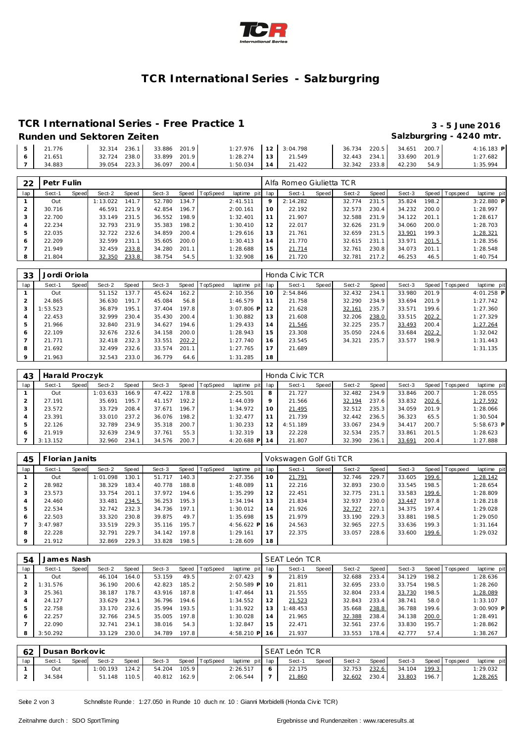# TCR International Series - Salzburgring

## TCR International Series - Free Practice 1

**3 - 5 June 2016**

**Runden und Sektoren Zeiten**

**Salzburgring - 4240 mtr.**

| lap | Sect-1 | Speed | Sect-2 | Speed | Sect-3 | Speed | TopSpeed | laptime pit | lap | Sect-1 | Speed | Sect-2 | Speed | Sect-3 | Speed | Topspeed | laptime pit |
|---|---|---|---|---|---|---|---|---|---|---|---|---|---|---|---|---|---|
| 5 | 21.776 | | 32.314 | 236.1 | 33.886 | 201.9 | | 1:27.976 | 12 | 3:04.798 | | 36.734 | 220.5 | 34.651 | 200.7 | | 4:16.183 P |
| 6 | 21.651 | | 32.724 | 238.0 | 33.899 | 201.9 | | 1:28.274 | 13 | 21.549 | | 32.443 | 234.1 | 33.690 | 201.9 | | 1:27.682 |
| 7 | 34.883 | | 39.054 | 223.3 | 36.097 | 200.4 | | 1:50.034 | 14 | 21.422 | | 32.342 | 233.8 | 42.230 | 54.9 | | 1:35.994 |

### 22 Petr Fulin — Alfa Romeo Giulietta TCR

| lap | Sect-1 | Speed | Sect-2 | Speed | Sect-3 | Speed | TopSpeed | laptime pit | lap | Sect-1 | Speed | Sect-2 | Speed | Sect-3 | Speed | Topspeed | laptime pit |
|---|---|---|---|---|---|---|---|---|---|---|---|---|---|---|---|---|---|
| 1 | Out | | 1:13.022 | 141.7 | 52.780 | 134.7 | | 2:41.511 | 9 | 2:14.282 | | 32.774 | 231.5 | 35.824 | 198.2 | | 3:22.880 P |
| 2 | 30.716 | | 46.591 | 221.9 | 42.854 | 196.7 | | 2:00.161 | 10 | 22.192 | | 32.573 | 230.4 | 34.232 | 200.0 | | 1:28.997 |
| 3 | 22.700 | | 33.149 | 231.5 | 36.552 | 198.9 | | 1:32.401 | 11 | 21.907 | | 32.588 | 231.9 | 34.122 | 201.1 | | 1:28.617 |
| 4 | 22.234 | | 32.793 | 231.9 | 35.383 | 198.2 | | 1:30.410 | 12 | 22.017 | | 32.626 | 231.9 | 34.060 | 200.0 | | 1:28.703 |
| 5 | 22.035 | | 32.722 | 232.6 | 34.859 | 200.4 | | 1:29.616 | 13 | 21.761 | | 32.659 | 231.5 | 33.901 | 199.3 | | 1:28.321 |
| 6 | 22.209 | | 32.599 | 231.1 | 35.605 | 200.0 | | 1:30.413 | 14 | 21.770 | | 32.615 | 231.1 | 33.971 | 201.5 | | 1:28.356 |
| 7 | 21.949 | | 32.459 | 233.8 | 34.280 | 201.1 | | 1:28.688 | 15 | 21.714 | | 32.761 | 230.8 | 34.073 | 201.1 | | 1:28.548 |
| 8 | 21.804 | | 32.350 | 233.8 | 38.754 | 54.5 | | 1:32.908 | 16 | 21.720 | | 32.781 | 217.2 | 46.253 | 46.5 | | 1:40.754 |

### 33 Jordi Oriola — Honda Civic TCR

| lap | Sect-1 | Speed | Sect-2 | Speed | Sect-3 | Speed | TopSpeed | laptime pit | lap | Sect-1 | Speed | Sect-2 | Speed | Sect-3 | Speed | Topspeed | laptime pit |
|---|---|---|---|---|---|---|---|---|---|---|---|---|---|---|---|---|---|
| 1 | Out | | 51.152 | 137.7 | 45.624 | 162.2 | | 2:10.356 | 10 | 2:54.846 | | 32.432 | 234.1 | 33.980 | 201.9 | | 4:01.258 P |
| 2 | 24.865 | | 36.630 | 191.7 | 45.084 | 56.8 | | 1:46.579 | 11 | 21.758 | | 32.290 | 234.9 | 33.694 | 201.9 | | 1:27.742 |
| 3 | 1:53.523 | | 36.879 | 195.1 | 37.404 | 197.8 | | 3:07.806 P | 12 | 21.628 | | 32.161 | 235.7 | 33.571 | 199.6 | | 1:27.360 |
| 4 | 22.453 | | 32.999 | 230.4 | 35.430 | 200.4 | | 1:30.882 | 13 | 21.608 | | 32.206 | 238.0 | 33.515 | 202.2 | | 1:27.329 |
| 5 | 21.966 | | 32.840 | 231.9 | 34.627 | 194.6 | | 1:29.433 | 14 | 21.546 | | 32.225 | 235.7 | 33.493 | 200.4 | | 1:27.264 |
| 6 | 22.109 | | 32.676 | 232.6 | 34.158 | 200.0 | | 1:28.943 | 15 | 23.308 | | 35.050 | 224.6 | 33.684 | 202.2 | | 1:32.042 |
| 7 | 21.771 | | 32.418 | 232.3 | 33.551 | 202.2 | | 1:27.740 | 16 | 23.545 | | 34.321 | 235.7 | 33.577 | 198.9 | | 1:31.443 |
| 8 | 21.692 | | 32.499 | 232.6 | 33.574 | 201.1 | | 1:27.765 | 17 | 21.689 | | | | | | | 1:31.135 |
| 9 | 21.963 | | 32.543 | 233.0 | 36.779 | 64.6 | | 1:31.285 | 18 | | | | | | | | |

### 43 Harald Proczyk — Honda Civic TCR

| lap | Sect-1 | Speed | Sect-2 | Speed | Sect-3 | Speed | TopSpeed | laptime pit | lap | Sect-1 | Speed | Sect-2 | Speed | Sect-3 | Speed | Topspeed | laptime pit |
|---|---|---|---|---|---|---|---|---|---|---|---|---|---|---|---|---|---|
| 1 | Out | | 1:03.633 | 166.9 | 47.422 | 178.8 | | 2:25.501 | 8 | 21.727 | | 32.482 | 234.9 | 33.846 | 200.7 | | 1:28.055 |
| 2 | 27.191 | | 35.691 | 195.7 | 41.157 | 192.2 | | 1:44.039 | 9 | 21.566 | | 32.194 | 237.6 | 33.832 | 202.6 | | 1:27.592 |
| 3 | 23.572 | | 33.729 | 208.4 | 37.671 | 196.7 | | 1:34.972 | 10 | 21.495 | | 32.512 | 235.3 | 34.059 | 201.9 | | 1:28.066 |
| 4 | 23.391 | | 33.010 | 237.2 | 36.076 | 198.2 | | 1:32.477 | 11 | 21.739 | | 32.442 | 236.5 | 36.323 | 65.5 | | 1:30.504 |
| 5 | 22.126 | | 32.789 | 234.9 | 35.318 | 200.7 | | 1:30.233 | 12 | 4:51.189 | | 33.067 | 234.9 | 34.417 | 200.7 | | 5:58.673 P |
| 6 | 21.919 | | 32.639 | 234.9 | 37.761 | 55.3 | | 1:32.319 | 13 | 22.228 | | 32.534 | 235.7 | 33.861 | 201.5 | | 1:28.623 |
| 7 | 3:13.152 | | 32.960 | 234.1 | 34.576 | 200.7 | | 4:20.688 P | 14 | 21.807 | | 32.390 | 236.1 | 33.691 | 200.4 | | 1:27.888 |

### 45 Florian Janits — Vokswagen Golf Gti TCR

| lap | Sect-1 | Speed | Sect-2 | Speed | Sect-3 | Speed | TopSpeed | laptime pit | lap | Sect-1 | Speed | Sect-2 | Speed | Sect-3 | Speed | Topspeed | laptime pit |
|---|---|---|---|---|---|---|---|---|---|---|---|---|---|---|---|---|---|
| 1 | Out | | 1:01.098 | 130.1 | 51.717 | 140.3 | | 2:27.356 | 10 | 21.791 | | 32.746 | 229.7 | 33.605 | 199.6 | | 1:28.142 |
| 2 | 28.982 | | 38.329 | 183.4 | 40.778 | 188.8 | | 1:48.089 | 11 | 22.216 | | 32.893 | 230.0 | 33.545 | 198.5 | | 1:28.654 |
| 3 | 23.573 | | 33.754 | 201.1 | 37.972 | 194.6 | | 1:35.299 | 12 | 22.451 | | 32.775 | 231.1 | 33.583 | 199.6 | | 1:28.809 |
| 4 | 24.460 | | 33.481 | 234.5 | 36.253 | 195.3 | | 1:34.194 | 13 | 21.834 | | 32.937 | 230.0 | 33.447 | 197.8 | | 1:28.218 |
| 5 | 22.534 | | 32.742 | 232.3 | 34.736 | 197.1 | | 1:30.012 | 14 | 21.926 | | 32.727 | 227.1 | 34.375 | 197.4 | | 1:29.028 |
| 6 | 22.503 | | 33.320 | 230.8 | 39.875 | 49.7 | | 1:35.698 | 15 | 21.979 | | 33.190 | 229.3 | 33.881 | 198.5 | | 1:29.050 |
| 7 | 3:47.987 | | 33.519 | 229.3 | 35.116 | 195.7 | | 4:56.622 P | 16 | 24.563 | | 32.965 | 227.5 | 33.636 | 199.3 | | 1:31.164 |
| 8 | 22.228 | | 32.791 | 229.7 | 34.142 | 197.8 | | 1:29.161 | 17 | 22.375 | | 33.057 | 228.6 | 33.600 | 199.6 | | 1:29.032 |
| 9 | 21.912 | | 32.869 | 229.3 | 33.828 | 198.5 | | 1:28.609 | 18 | | | | | | | | |

### 54 James Nash — SEAT León TCR

| lap | Sect-1 | Speed | Sect-2 | Speed | Sect-3 | Speed | TopSpeed | laptime pit | lap | Sect-1 | Speed | Sect-2 | Speed | Sect-3 | Speed | Topspeed | laptime pit |
|---|---|---|---|---|---|---|---|---|---|---|---|---|---|---|---|---|---|
| 1 | Out | | 46.104 | 164.0 | 53.159 | 49.5 | | 2:07.423 | 9 | 21.819 | | 32.688 | 233.4 | 34.129 | 198.2 | | 1:28.636 |
| 2 | 1:31.576 | | 36.190 | 200.6 | 42.823 | 185.2 | | 2:50.589 P | 10 | 21.811 | | 32.695 | 233.0 | 33.754 | 198.5 | | 1:28.260 |
| 3 | 25.361 | | 38.187 | 178.7 | 43.916 | 187.8 | | 1:47.464 | 11 | 21.555 | | 32.804 | 233.4 | 33.730 | 198.5 | | 1:28.089 |
| 4 | 24.127 | | 33.629 | 234.1 | 36.796 | 194.6 | | 1:34.552 | 12 | 21.523 | | 32.843 | 233.4 | 38.741 | 58.0 | | 1:33.107 |
| 5 | 22.758 | | 33.170 | 232.6 | 35.994 | 193.5 | | 1:31.922 | 13 | 1:48.453 | | 35.668 | 238.8 | 36.788 | 199.6 | | 3:00.909 P |
| 6 | 22.257 | | 32.766 | 234.5 | 35.005 | 197.8 | | 1:30.028 | 14 | 21.965 | | 32.388 | 238.4 | 34.138 | 200.0 | | 1:28.491 |
| 7 | 22.090 | | 32.741 | 234.1 | 38.016 | 54.3 | | 1:32.847 | 15 | 22.471 | | 32.561 | 237.6 | 33.830 | 195.7 | | 1:28.862 |
| 8 | 3:50.292 | | 33.129 | 230.0 | 34.789 | 197.8 | | 4:58.210 P | 16 | 21.937 | | 33.553 | 178.4 | 42.777 | 57.4 | | 1:38.267 |

### 62 Dusan Borkovic — SEAT León TCR

| lap | Sect-1 | Speed | Sect-2 | Speed | Sect-3 | Speed | TopSpeed | laptime pit | lap | Sect-1 | Speed | Sect-2 | Speed | Sect-3 | Speed | Topspeed | laptime pit |
|---|---|---|---|---|---|---|---|---|---|---|---|---|---|---|---|---|---|
| 1 | Out | | 1:00.193 | 124.2 | 54.204 | 105.9 | | 2:26.517 | 6 | 22.175 | | 32.753 | 232.6 | 34.104 | 199.3 | | 1:29.032 |
| 2 | 34.584 | | 51.148 | 110.5 | 40.812 | 162.9 | | 2:06.544 | 7 | 21.860 | | 32.602 | 230.4 | 33.803 | 196.7 | | 1:28.265 |

Schnellste Runde : 1:27.050 in Runde 10 duch nr. 10 : Gianni Morbidelli (Honda Civic TCR)

Zeitnahme durch : SDO SportTiming

Ergebnisse und Rundenzeiten : www.raceresults.at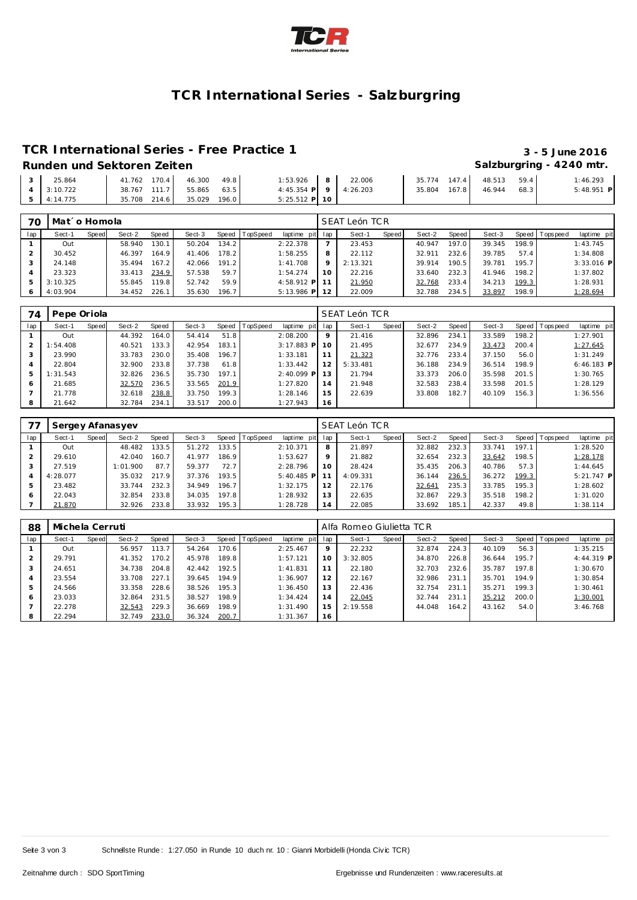# TCR International Series - Salzburgring

## TCR International Series - Free Practice 1

**3 - 5 June 2016**

**Runden und Sektoren Zeiten**

**Salzburgring - 4240 mtr.**

| lap | Sect-1 | Speed | Sect-2 | Speed | Sect-3 | Speed | TopSpeed | laptime pit | lap | Sect-1 | Speed | Sect-2 | Speed | Sect-3 | Speed | Topspeed | laptime pit |
|---|---|---|---|---|---|---|---|---|---|---|---|---|---|---|---|---|---|
| 3 | 25.864 | | 41.762 | 170.4 | 46.300 | 49.8 | | 1:53.926 | 8 | 22.006 | | 35.774 | 147.4 | 48.513 | 59.4 | | 1:46.293 |
| 4 | 3:10.722 | | 38.767 | 111.7 | 55.865 | 63.5 | | 4:45.354 P | 9 | 4:26.203 | | 35.804 | 167.8 | 46.944 | 68.3 | | 5:48.951 P |
| 5 | 4:14.775 | | 35.708 | 214.6 | 35.029 | 196.0 | | 5:25.512 P | 10 | | | | | | | | |

**70 Mat´o Homola** — SEAT León TCR

| lap | Sect-1 | Speed | Sect-2 | Speed | Sect-3 | Speed | TopSpeed | laptime pit | lap | Sect-1 | Speed | Sect-2 | Speed | Sect-3 | Speed | Topspeed | laptime pit |
|---|---|---|---|---|---|---|---|---|---|---|---|---|---|---|---|---|---|
| 1 | Out | | 58.940 | 130.1 | 50.204 | 134.2 | | 2:22.378 | 7 | 23.453 | | 40.947 | 197.0 | 39.345 | 198.9 | | 1:43.745 |
| 2 | 30.452 | | 46.397 | 164.9 | 41.406 | 178.2 | | 1:58.255 | 8 | 22.112 | | 32.911 | 232.6 | 39.785 | 57.4 | | 1:34.808 |
| 3 | 24.148 | | 35.494 | 167.2 | 42.066 | 191.2 | | 1:41.708 | 9 | 2:13.321 | | 39.914 | 190.5 | 39.781 | 195.7 | | 3:33.016 P |
| 4 | 23.323 | | 33.413 | 234.9 | 57.538 | 59.7 | | 1:54.274 | 10 | 22.216 | | 33.640 | 232.3 | 41.946 | 198.2 | | 1:37.802 |
| 5 | 3:10.325 | | 55.845 | 119.8 | 52.742 | 59.9 | | 4:58.912 P | 11 | 21.950 | | 32.768 | 233.4 | 34.213 | 199.3 | | 1:28.931 |
| 6 | 4:03.904 | | 34.452 | 226.1 | 35.630 | 196.7 | | 5:13.986 P | 12 | 22.009 | | 32.788 | 234.5 | 33.897 | 198.9 | | 1:28.694 |

**74 Pepe Oriola** — SEAT León TCR

| lap | Sect-1 | Speed | Sect-2 | Speed | Sect-3 | Speed | TopSpeed | laptime pit | lap | Sect-1 | Speed | Sect-2 | Speed | Sect-3 | Speed | Topspeed | laptime pit |
|---|---|---|---|---|---|---|---|---|---|---|---|---|---|---|---|---|---|
| 1 | Out | | 44.392 | 164.0 | 54.414 | 51.8 | | 2:08.200 | 9 | 21.416 | | 32.896 | 234.1 | 33.589 | 198.2 | | 1:27.901 |
| 2 | 1:54.408 | | 40.521 | 133.3 | 42.954 | 183.1 | | 3:17.883 P | 10 | 21.495 | | 32.677 | 234.9 | 33.473 | 200.4 | | 1:27.645 |
| 3 | 23.990 | | 33.783 | 230.0 | 35.408 | 196.7 | | 1:33.181 | 11 | 21.323 | | 32.776 | 233.4 | 37.150 | 56.0 | | 1:31.249 |
| 4 | 22.804 | | 32.900 | 233.8 | 37.738 | 61.8 | | 1:33.442 | 12 | 5:33.481 | | 36.188 | 234.9 | 36.514 | 198.9 | | 6:46.183 P |
| 5 | 1:31.543 | | 32.826 | 236.5 | 35.730 | 197.1 | | 2:40.099 P | 13 | 21.794 | | 33.373 | 206.0 | 35.598 | 201.5 | | 1:30.765 |
| 6 | 21.685 | | 32.570 | 236.5 | 33.565 | 201.9 | | 1:27.820 | 14 | 21.948 | | 32.583 | 238.4 | 33.598 | 201.5 | | 1:28.129 |
| 7 | 21.778 | | 32.618 | 238.8 | 33.750 | 199.3 | | 1:28.146 | 15 | 22.639 | | 33.808 | 182.7 | 40.109 | 156.3 | | 1:36.556 |
| 8 | 21.642 | | 32.784 | 234.1 | 33.517 | 200.0 | | 1:27.943 | 16 | | | | | | | | |

**77 Sergey Afanasyev** — SEAT León TCR

| lap | Sect-1 | Speed | Sect-2 | Speed | Sect-3 | Speed | TopSpeed | laptime pit | lap | Sect-1 | Speed | Sect-2 | Speed | Sect-3 | Speed | Topspeed | laptime pit |
|---|---|---|---|---|---|---|---|---|---|---|---|---|---|---|---|---|---|
| 1 | Out | | 48.482 | 133.5 | 51.272 | 133.5 | | 2:10.371 | 8 | 21.897 | | 32.882 | 232.3 | 33.741 | 197.1 | | 1:28.520 |
| 2 | 29.610 | | 42.040 | 160.7 | 41.977 | 186.9 | | 1:53.627 | 9 | 21.882 | | 32.654 | 232.3 | 33.642 | 198.5 | | 1:28.178 |
| 3 | 27.519 | | 1:01.900 | 87.7 | 59.377 | 72.7 | | 2:28.796 | 10 | 28.424 | | 35.435 | 206.3 | 40.786 | 57.3 | | 1:44.645 |
| 4 | 4:28.077 | | 35.032 | 217.9 | 37.376 | 193.5 | | 5:40.485 P | 11 | 4:09.331 | | 36.144 | 236.5 | 36.272 | 199.3 | | 5:21.747 P |
| 5 | 23.482 | | 33.744 | 232.3 | 34.949 | 196.7 | | 1:32.175 | 12 | 22.176 | | 32.641 | 235.3 | 33.785 | 195.3 | | 1:28.602 |
| 6 | 22.043 | | 32.854 | 233.8 | 34.035 | 197.8 | | 1:28.932 | 13 | 22.635 | | 32.867 | 229.3 | 35.518 | 198.2 | | 1:31.020 |
| 7 | 21.870 | | 32.926 | 233.8 | 33.932 | 195.3 | | 1:28.728 | 14 | 22.085 | | 33.692 | 185.1 | 42.337 | 49.8 | | 1:38.114 |

**88 Michela Cerruti** — Alfa Romeo Giulietta TCR

| lap | Sect-1 | Speed | Sect-2 | Speed | Sect-3 | Speed | TopSpeed | laptime pit | lap | Sect-1 | Speed | Sect-2 | Speed | Sect-3 | Speed | Topspeed | laptime pit |
|---|---|---|---|---|---|---|---|---|---|---|---|---|---|---|---|---|---|
| 1 | Out | | 56.957 | 113.7 | 54.264 | 170.6 | | 2:25.467 | 9 | 22.232 | | 32.874 | 224.3 | 40.109 | 56.3 | | 1:35.215 |
| 2 | 29.791 | | 41.352 | 170.2 | 45.978 | 189.8 | | 1:57.121 | 10 | 3:32.805 | | 34.870 | 226.8 | 36.644 | 195.7 | | 4:44.319 P |
| 3 | 24.651 | | 34.738 | 204.8 | 42.442 | 192.5 | | 1:41.831 | 11 | 22.180 | | 32.703 | 232.6 | 35.787 | 197.8 | | 1:30.670 |
| 4 | 23.554 | | 33.708 | 227.1 | 39.645 | 194.9 | | 1:36.907 | 12 | 22.167 | | 32.986 | 231.1 | 35.701 | 194.9 | | 1:30.854 |
| 5 | 24.566 | | 33.358 | 228.6 | 38.526 | 195.3 | | 1:36.450 | 13 | 22.436 | | 32.754 | 231.1 | 35.271 | 199.3 | | 1:30.461 |
| 6 | 23.033 | | 32.864 | 231.5 | 38.527 | 198.9 | | 1:34.424 | 14 | 22.045 | | 32.744 | 231.1 | 35.212 | 200.0 | | 1:30.001 |
| 7 | 22.278 | | 32.543 | 229.3 | 36.669 | 198.9 | | 1:31.490 | 15 | 2:19.558 | | 44.048 | 164.2 | 43.162 | 54.0 | | 3:46.768 |
| 8 | 22.294 | | 32.749 | 233.0 | 36.324 | 200.7 | | 1:31.367 | 16 | | | | | | | | |

Schnellste Runde : 1:27.050 in Runde 10 duch nr. 10 : Gianni Morbidelli (Honda Civic TCR)

Zeitnahme durch : SDO SportTiming

Ergebnisse und Rundenzeiten : www.raceresults.at